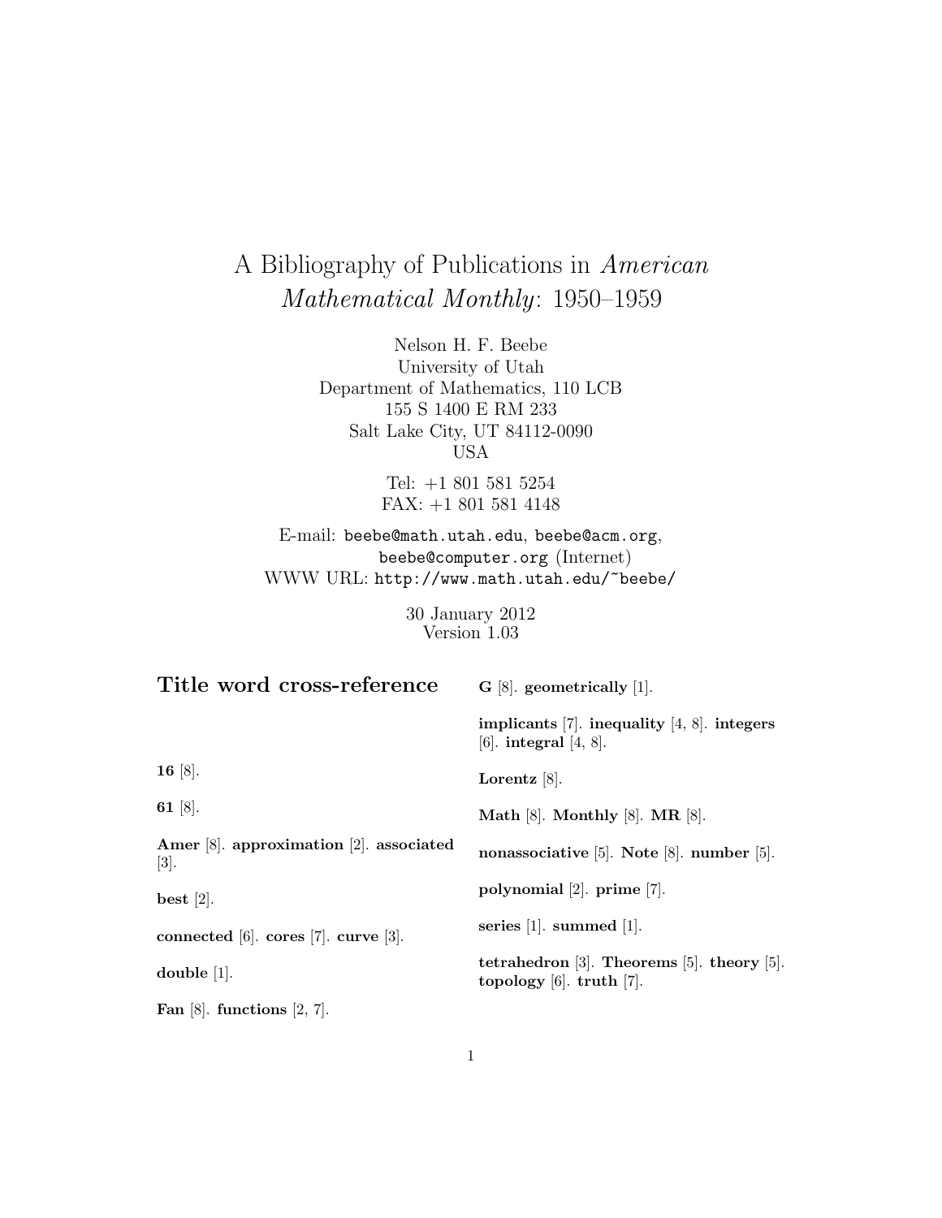# A Bibliography of Publications in *American Mathematical Monthly*: 1950–1959

Nelson H. F. Beebe
University of Utah
Department of Mathematics, 110 LCB
155 S 1400 E RM 233
Salt Lake City, UT 84112-0090
USA

Tel: +1 801 581 5254
FAX: +1 801 581 4148

E-mail: `beebe@math.utah.edu`, `beebe@acm.org`, `beebe@computer.org` (Internet)
WWW URL: `http://www.math.utah.edu/~beebe/`

30 January 2012
Version 1.03

## Title word cross-reference

**16** [8].

**61** [8].

**Amer** [8]. **approximation** [2]. **associated** [3].

**best** [2].

**connected** [6]. **cores** [7]. **curve** [3].

**double** [1].

**Fan** [8]. **functions** [2, 7].

**G** [8]. **geometrically** [1].

**implicants** [7]. **inequality** [4, 8]. **integers** [6]. **integral** [4, 8].

**Lorentz** [8].

**Math** [8]. **Monthly** [8]. **MR** [8].

**nonassociative** [5]. **Note** [8]. **number** [5].

**polynomial** [2]. **prime** [7].

**series** [1]. **summed** [1].

**tetrahedron** [3]. **Theorems** [5]. **theory** [5]. **topology** [6]. **truth** [7].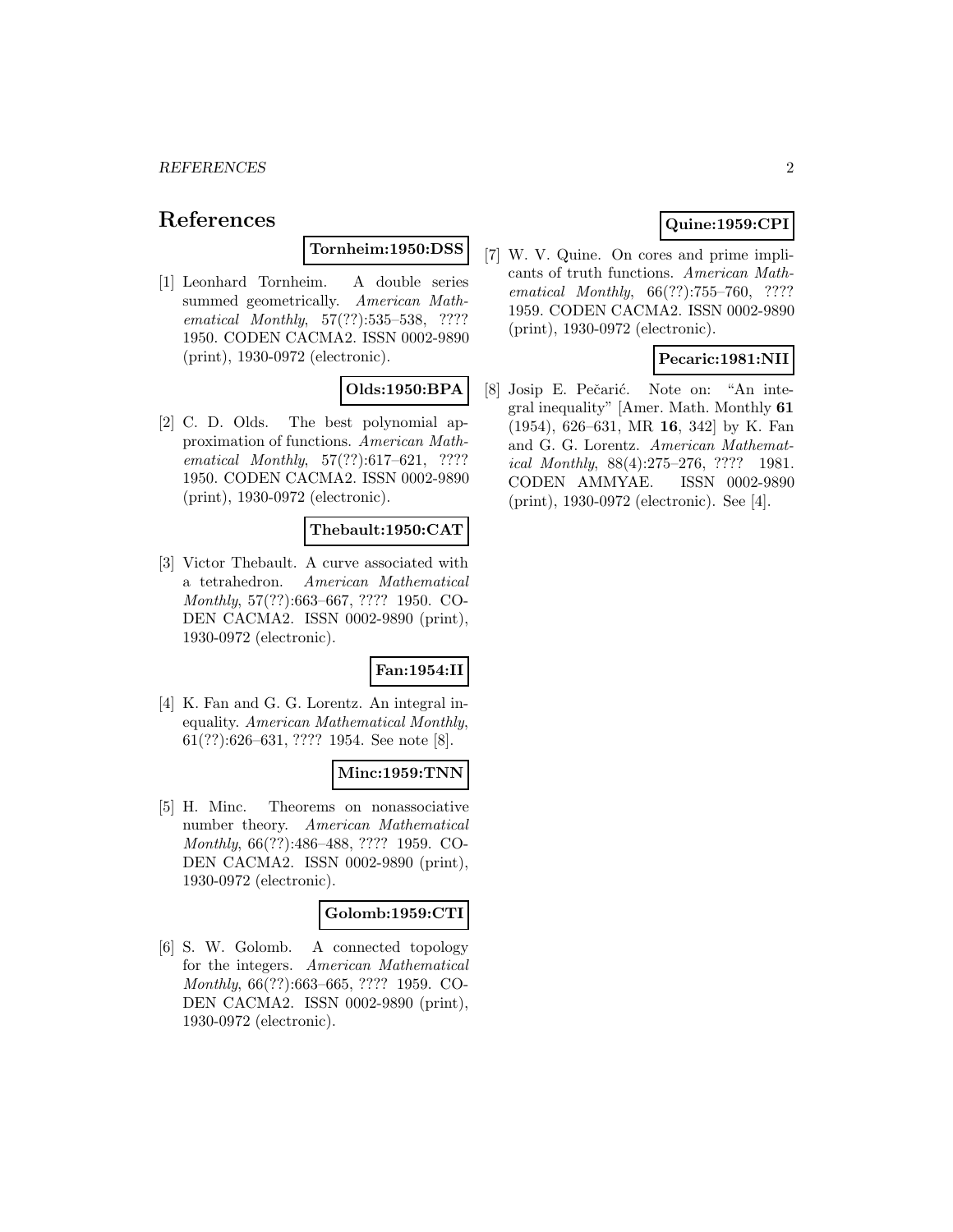# References

**Tornheim:1950:DSS**

[1] Leonhard Tornheim. A double series summed geometrically. *American Mathematical Monthly*, 57(??):535–538, ???? 1950. CODEN CACMA2. ISSN 0002-9890 (print), 1930-0972 (electronic).

**Olds:1950:BPA**

[2] C. D. Olds. The best polynomial approximation of functions. *American Mathematical Monthly*, 57(??):617–621, ???? 1950. CODEN CACMA2. ISSN 0002-9890 (print), 1930-0972 (electronic).

**Thebault:1950:CAT**

[3] Victor Thebault. A curve associated with a tetrahedron. *American Mathematical Monthly*, 57(??):663–667, ???? 1950. CODEN CACMA2. ISSN 0002-9890 (print), 1930-0972 (electronic).

**Fan:1954:II**

[4] K. Fan and G. G. Lorentz. An integral inequality. *American Mathematical Monthly*, 61(??):626–631, ???? 1954. See note [8].

**Minc:1959:TNN**

[5] H. Minc. Theorems on nonassociative number theory. *American Mathematical Monthly*, 66(??):486–488, ???? 1959. CODEN CACMA2. ISSN 0002-9890 (print), 1930-0972 (electronic).

**Golomb:1959:CTI**

[6] S. W. Golomb. A connected topology for the integers. *American Mathematical Monthly*, 66(??):663–665, ???? 1959. CODEN CACMA2. ISSN 0002-9890 (print), 1930-0972 (electronic).

**Quine:1959:CPI**

[7] W. V. Quine. On cores and prime implicants of truth functions. *American Mathematical Monthly*, 66(??):755–760, ???? 1959. CODEN CACMA2. ISSN 0002-9890 (print), 1930-0972 (electronic).

**Pecaric:1981:NII**

[8] Josip E. Pečarić. Note on: "An integral inequality" [Amer. Math. Monthly **61** (1954), 626–631, MR **16**, 342] by K. Fan and G. G. Lorentz. *American Mathematical Monthly*, 88(4):275–276, ???? 1981. CODEN AMMYAE. ISSN 0002-9890 (print), 1930-0972 (electronic). See [4].